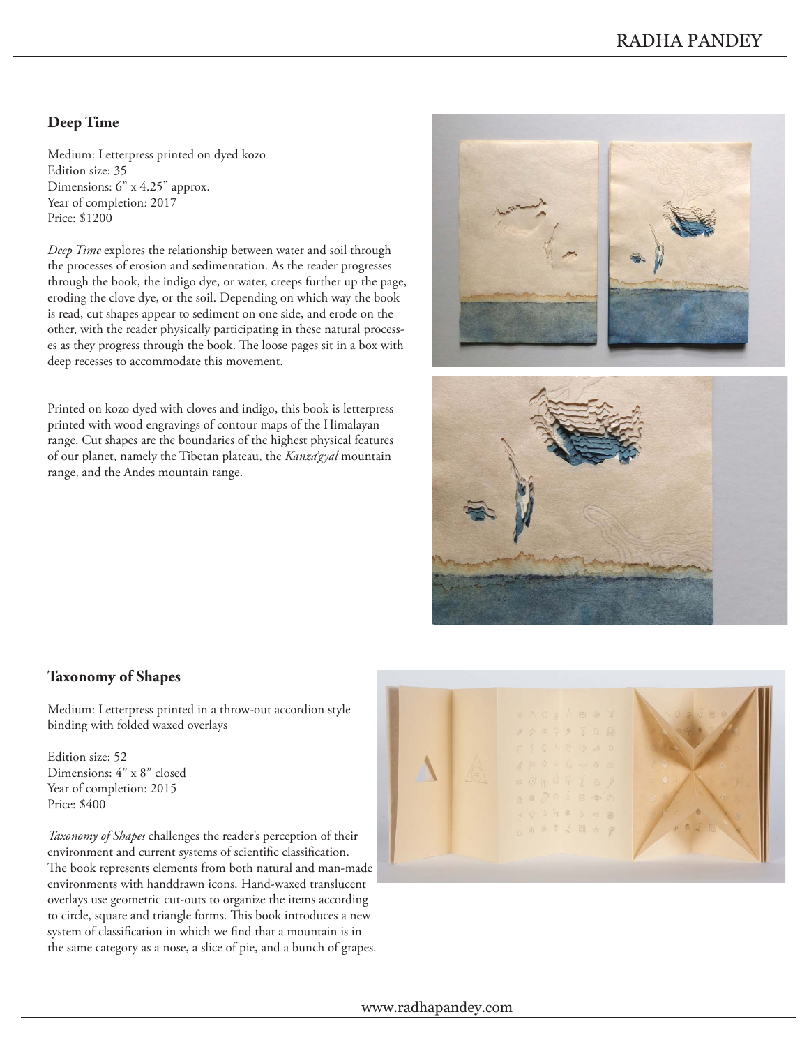## Deep Time

Medium: Letterpress printed on dyed kozo
Edition size: 35
Dimensions: 6" x 4.25" approx.
Year of completion: 2017
Price: $1200

*Deep Time* explores the relationship between water and soil through the processes of erosion and sedimentation. As the reader progresses through the book, the indigo dye, or water, creeps further up the page, eroding the clove dye, or the soil. Depending on which way the book is read, cut shapes appear to sediment on one side, and erode on the other, with the reader physically participating in these natural processes as they progress through the book. The loose pages sit in a box with deep recesses to accommodate this movement.

Printed on kozo dyed with cloves and indigo, this book is letterpress printed with wood engravings of contour maps of the Himalayan range. Cut shapes are the boundaries of the highest physical features of our planet, namely the Tibetan plateau, the *Kanza'gyal* mountain range, and the Andes mountain range.

## Taxonomy of Shapes

Medium: Letterpress printed in a throw-out accordion style binding with folded waxed overlays

Edition size: 52
Dimensions: 4" x 8" closed
Year of completion: 2015
Price: $400

*Taxonomy of Shapes* challenges the reader's perception of their environment and current systems of scientific classification. The book represents elements from both natural and man-made environments with handdrawn icons. Hand-waxed translucent overlays use geometric cut-outs to organize the items according to circle, square and triangle forms. This book introduces a new system of classification in which we find that a mountain is in the same category as a nose, a slice of pie, and a bunch of grapes.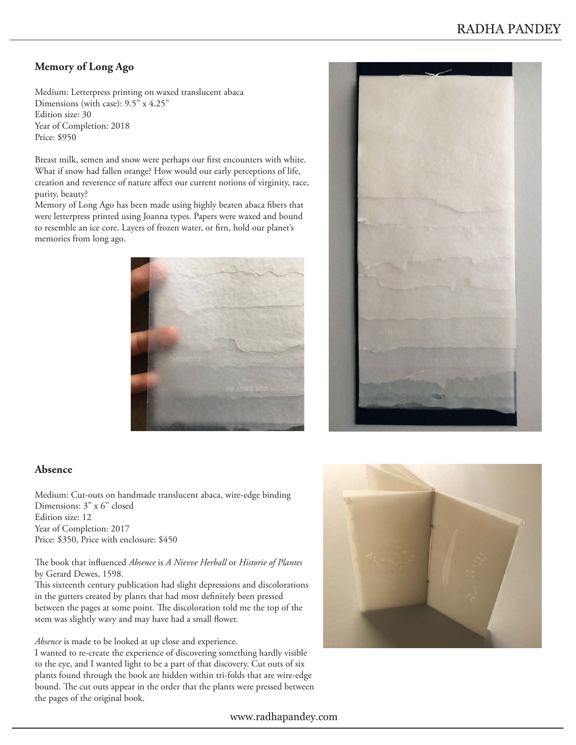## Memory of Long Ago

Medium: Letterpress printing on waxed translucent abaca
Dimensions (with case): 9.5" x 4.25"
Edition size: 30
Year of Completion: 2018
Price: $950

Breast milk, semen and snow were perhaps our first encounters with white. What if snow had fallen orange? How would our early perceptions of life, creation and reverence of nature affect our current notions of virginity, race, purity, beauty?
Memory of Long Ago has been made using highly beaten abaca fibers that were letterpress printed using Joanna types. Papers were waxed and bound to resemble an ice core. Layers of frozen water, or firn, hold our planet's memories from long ago.

## Absence

Medium: Cut-outs on handmade translucent abaca, wire-edge binding
Dimensions: 3" x 6" closed
Edition size: 12
Year of Completion: 2017
Price: $350, Price with enclosure: $450

The book that influenced *Absence* is *A Nievve Herball* or *Historie of Plantes* by Gerard Dewes, 1598.
This sixteenth century publication had slight depressions and discolorations in the gutters created by plants that had most definitely been pressed between the pages at some point. The discoloration told me the top of the stem was slightly wavy and may have had a small flower.

*Absence* is made to be looked at up close and experience.
I wanted to re-create the experience of discovering something hardly visible to the eye, and I wanted light to be a part of that discovery. Cut outs of six plants found through the book are hidden within tri-folds that are wire-edge bound. The cut outs appear in the order that the plants were pressed between the pages of the original book.

www.radhapandey.com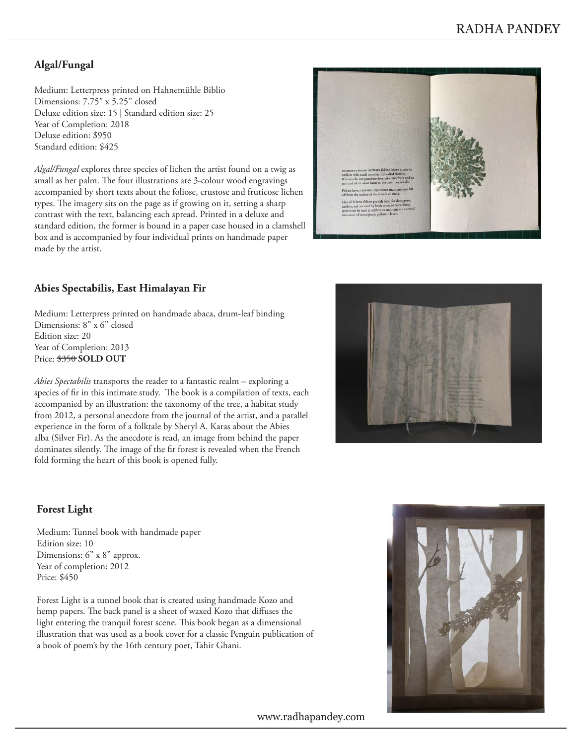## Algal/Fungal

Medium: Letterpress printed on Hahnemühle Biblio
Dimensions: 7.75" x 5.25" closed
Deluxe edition size: 15 | Standard edition size: 25
Year of Completion: 2018
Deluxe edition: $950
Standard edition: $425

*Algal/Fungal* explores three species of lichen the artist found on a twig as small as her palm. The four illustrations are 3-colour wood engravings accompanied by short texts about the foliose, crustose and fruticose lichen types. The imagery sits on the page as if growing on it, setting a sharp contrast with the text, balancing each spread. Printed in a deluxe and standard edition, the former is bound in a paper case housed in a clamshell box and is accompanied by four individual prints on handmade paper made by the artist.

## Abies Spectabilis, East Himalayan Fir

Medium: Letterpress printed on handmade abaca, drum-leaf binding
Dimensions: 8" x 6" closed
Edition size: 20
Year of Completion: 2013
Price: ~~$350~~ **SOLD OUT**

*Abies Spectabilis* transports the reader to a fantastic realm – exploring a species of fir in this intimate study. The book is a compilation of texts, each accompanied by an illustration: the taxonomy of the tree, a habitat study from 2012, a personal anecdote from the journal of the artist, and a parallel experience in the form of a folktale by Sheryl A. Karas about the Abies alba (Silver Fir). As the anecdote is read, an image from behind the paper dominates silently. The image of the fir forest is revealed when the French fold forming the heart of this book is opened fully.

## Forest Light

Medium: Tunnel book with handmade paper
Edition size: 10
Dimensions: 6" x 8" approx.
Year of completion: 2012
Price: $450

Forest Light is a tunnel book that is created using handmade Kozo and hemp papers. The back panel is a sheet of waxed Kozo that diffuses the light entering the tranquil forest scene. This book began as a dimensional illustration that was used as a book cover for a classic Penguin publication of a book of poem's by the 16th century poet, Tahir Ghani.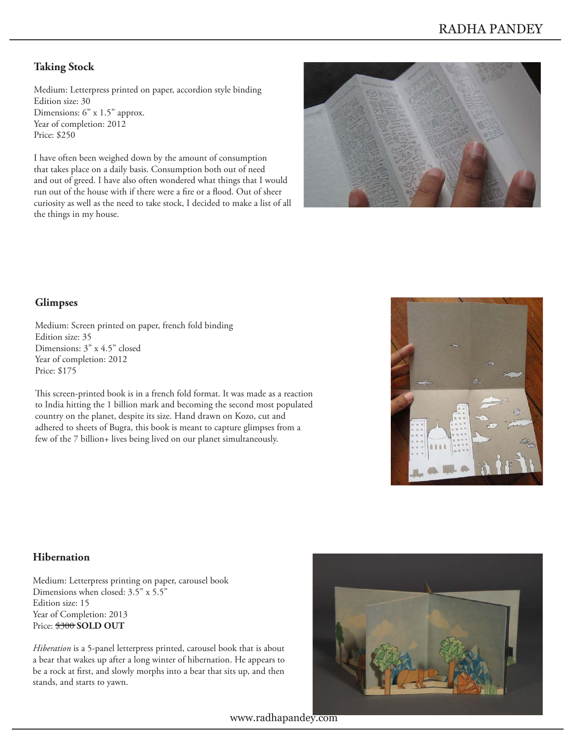### Taking Stock

Medium: Letterpress printed on paper, accordion style binding
Edition size: 30
Dimensions: 6" x 1.5" approx.
Year of completion: 2012
Price: $250

I have often been weighed down by the amount of consumption that takes place on a daily basis. Consumption both out of need and out of greed. I have also often wondered what things that I would run out of the house with if there were a fire or a flood. Out of sheer curiosity as well as the need to take stock, I decided to make a list of all the things in my house.

### Glimpses

Medium: Screen printed on paper, french fold binding
Edition size: 35
Dimensions: 3" x 4.5" closed
Year of completion: 2012
Price: $175

This screen-printed book is in a french fold format. It was made as a reaction to India hitting the 1 billion mark and becoming the second most populated country on the planet, despite its size. Hand drawn on Kozo, cut and adhered to sheets of Bugra, this book is meant to capture glimpses from a few of the 7 billion+ lives being lived on our planet simultaneously.

### Hibernation

Medium: Letterpress printing on paper, carousel book
Dimensions when closed: 3.5" x 5.5"
Edition size: 15
Year of Completion: 2013
Price: ~~$300~~ **SOLD OUT**

*Hiberation* is a 5-panel letterpress printed, carousel book that is about a bear that wakes up after a long winter of hibernation. He appears to be a rock at first, and slowly morphs into a bear that sits up, and then stands, and starts to yawn.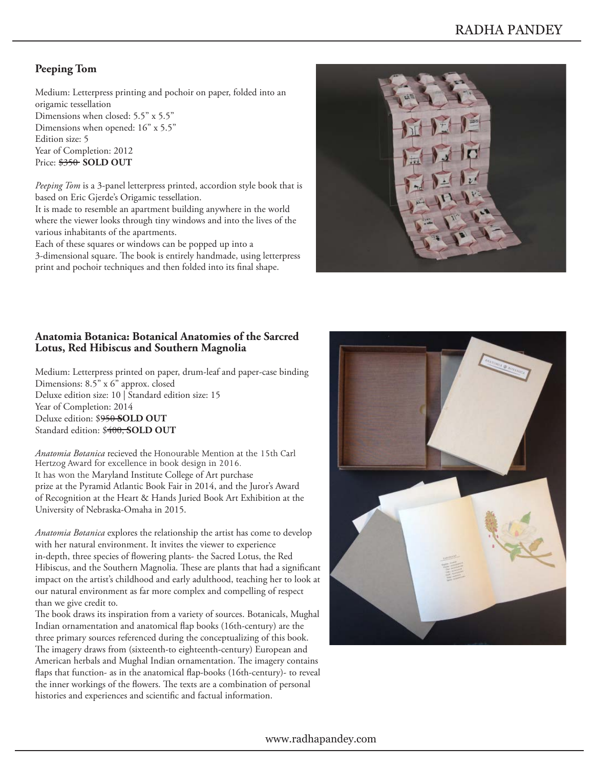## Peeping Tom

Medium: Letterpress printing and pochoir on paper, folded into an origamic tessellation
Dimensions when closed: 5.5" x 5.5"
Dimensions when opened: 16" x 5.5"
Edition size: 5
Year of Completion: 2012
Price: ~~$350~~ **SOLD OUT**

*Peeping Tom* is a 3-panel letterpress printed, accordion style book that is based on Eric Gjerde's Origamic tessellation.
It is made to resemble an apartment building anywhere in the world where the viewer looks through tiny windows and into the lives of the various inhabitants of the apartments.
Each of these squares or windows can be popped up into a 3-dimensional square. The book is entirely handmade, using letterpress print and pochoir techniques and then folded into its final shape.

## Anatomia Botanica: Botanical Anatomies of the Sarcred Lotus, Red Hibiscus and Southern Magnolia

Medium: Letterpress printed on paper, drum-leaf and paper-case binding
Dimensions: 8.5" x 6" approx. closed
Deluxe edition size: 10 | Standard edition size: 15
Year of Completion: 2014
Deluxe edition: $~~950~~ **SOLD OUT**
Standard edition: $~~400,~~ **SOLD OUT**

*Anatomia Botanica* recieved the Honourable Mention at the 15th Carl Hertzog Award for excellence in book design in 2016.
It has won the Maryland Institute College of Art purchase prize at the Pyramid Atlantic Book Fair in 2014, and the Juror's Award of Recognition at the Heart & Hands Juried Book Art Exhibition at the University of Nebraska-Omaha in 2015.

*Anatomia Botanica* explores the relationship the artist has come to develop with her natural environment. It invites the viewer to experience in-depth, three species of flowering plants- the Sacred Lotus, the Red Hibiscus, and the Southern Magnolia. These are plants that had a significant impact on the artist's childhood and early adulthood, teaching her to look at our natural environment as far more complex and compelling of respect than we give credit to.
The book draws its inspiration from a variety of sources. Botanicals, Mughal Indian ornamentation and anatomical flap books (16th-century) are the three primary sources referenced during the conceptualizing of this book. The imagery draws from (sixteenth-to eighteenth-century) European and American herbals and Mughal Indian ornamentation. The imagery contains flaps that function- as in the anatomical flap-books (16th-century)- to reveal the inner workings of the flowers. The texts are a combination of personal histories and experiences and scientific and factual information.